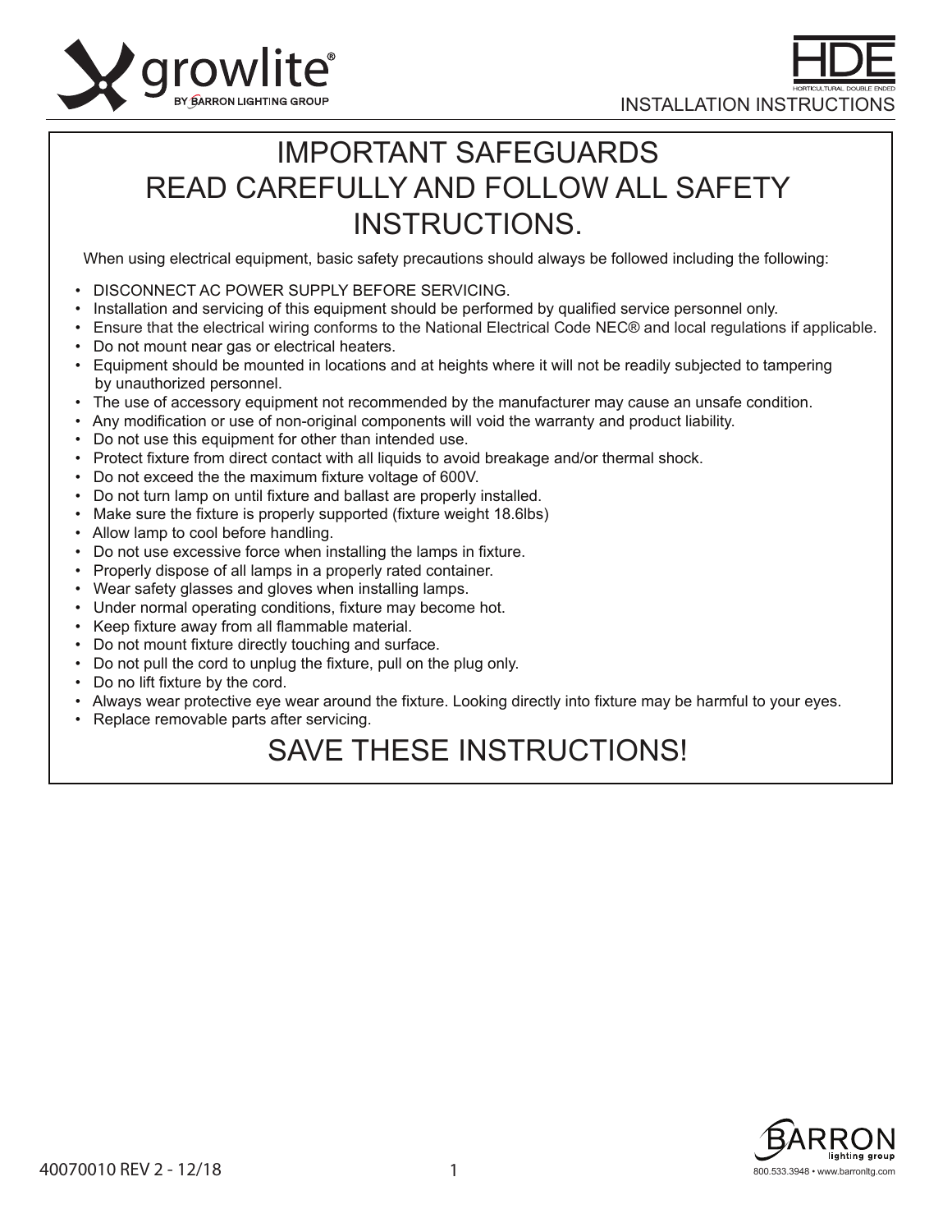# growlite®

BY BARRON LIGHTING GROUP

**HDE**
HORTICULTURAL DOUBLE ENDED

INSTALLATION INSTRUCTIONS

## IMPORTANT SAFEGUARDS
## READ CAREFULLY AND FOLLOW ALL SAFETY INSTRUCTIONS.

When using electrical equipment, basic safety precautions should always be followed including the following:

- DISCONNECT AC POWER SUPPLY BEFORE SERVICING.
- Installation and servicing of this equipment should be performed by qualified service personnel only.
- Ensure that the electrical wiring conforms to the National Electrical Code NEC® and local regulations if applicable.
- Do not mount near gas or electrical heaters.
- Equipment should be mounted in locations and at heights where it will not be readily subjected to tampering by unauthorized personnel.
- The use of accessory equipment not recommended by the manufacturer may cause an unsafe condition.
- Any modification or use of non-original components will void the warranty and product liability.
- Do not use this equipment for other than intended use.
- Protect fixture from direct contact with all liquids to avoid breakage and/or thermal shock.
- Do not exceed the the maximum fixture voltage of 600V.
- Do not turn lamp on until fixture and ballast are properly installed.
- Make sure the fixture is properly supported (fixture weight 18.6lbs)
- Allow lamp to cool before handling.
- Do not use excessive force when installing the lamps in fixture.
- Properly dispose of all lamps in a properly rated container.
- Wear safety glasses and gloves when installing lamps.
- Under normal operating conditions, fixture may become hot.
- Keep fixture away from all flammable material.
- Do not mount fixture directly touching and surface.
- Do not pull the cord to unplug the fixture, pull on the plug only.
- Do no lift fixture by the cord.
- Always wear protective eye wear around the fixture. Looking directly into fixture may be harmful to your eyes.
- Replace removable parts after servicing.

## SAVE THESE INSTRUCTIONS!

40070010 REV 2 - 12/18

BARRON lighting group
800.533.3948 • www.barronltg.com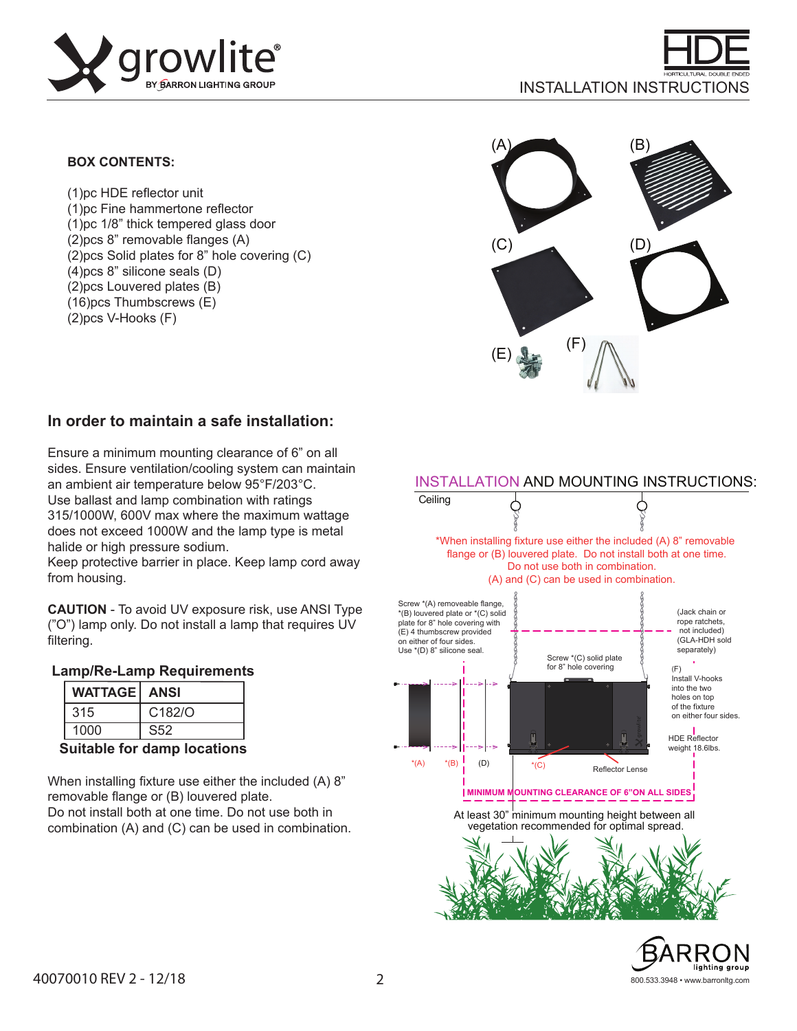# growlite® BY BARRON LIGHTING GROUP

# HDE
HORTICULTURAL DOUBLE ENDED

INSTALLATION INSTRUCTIONS

**BOX CONTENTS:**

(1)pc HDE reflector unit
(1)pc Fine hammertone reflector
(1)pc 1/8" thick tempered glass door
(2)pcs 8" removable flanges (A)
(2)pcs Solid plates for 8" hole covering (C)
(4)pcs 8" silicone seals (D)
(2)pcs Louvered plates (B)
(16)pcs Thumbscrews (E)
(2)pcs V-Hooks (F)

(A) (B) (C) (D) (E) (F)

## In order to maintain a safe installation:

Ensure a minimum mounting clearance of 6" on all sides. Ensure ventilation/cooling system can maintain an ambient air temperature below 95°F/203°C.
Use ballast and lamp combination with ratings 315/1000W, 600V max where the maximum wattage does not exceed 1000W and the lamp type is metal halide or high pressure sodium.
Keep protective barrier in place. Keep lamp cord away from housing.

**CAUTION** - To avoid UV exposure risk, use ANSI Type ("O") lamp only. Do not install a lamp that requires UV filtering.

### Lamp/Re-Lamp Requirements

| WATTAGE | ANSI |
|---|---|
| 315 | C182/O |
| 1000 | S52 |

**Suitable for damp locations**

When installing fixture use either the included (A) 8" removable flange or (B) louvered plate.
Do not install both at one time. Do not use both in combination (A) and (C) can be used in combination.

## INSTALLATION AND MOUNTING INSTRUCTIONS:

Ceiling

*When installing fixture use either the included (A) 8" removable flange or (B) louvered plate. Do not install both at one time. Do not use both in combination. (A) and (C) can be used in combination.

Screw *(A) removeable flange, *(B) louvered plate or *(C) solid plate for 8" hole covering with (E) 4 thumbscrew provided on either of four sides. Use *(D) 8" silicone seal.

(Jack chain or rope ratchets, not included) (GLA-HDH sold separately)

Screw *(C) solid plate for 8" hole covering

(F) Install V-hooks into the two holes on top of the fixture on either four sides.

HDE Reflector weight 18.6lbs.

*(A) *(B) (D) *(C) Reflector Lense

MINIMUM MOUNTING CLEARANCE OF 6" ON ALL SIDES

At least 30" minimum mounting height between all vegetation recommended for optimal spread.

40070010 REV 2 - 12/18

BARRON lighting group
800.533.3948 • www.barronltg.com